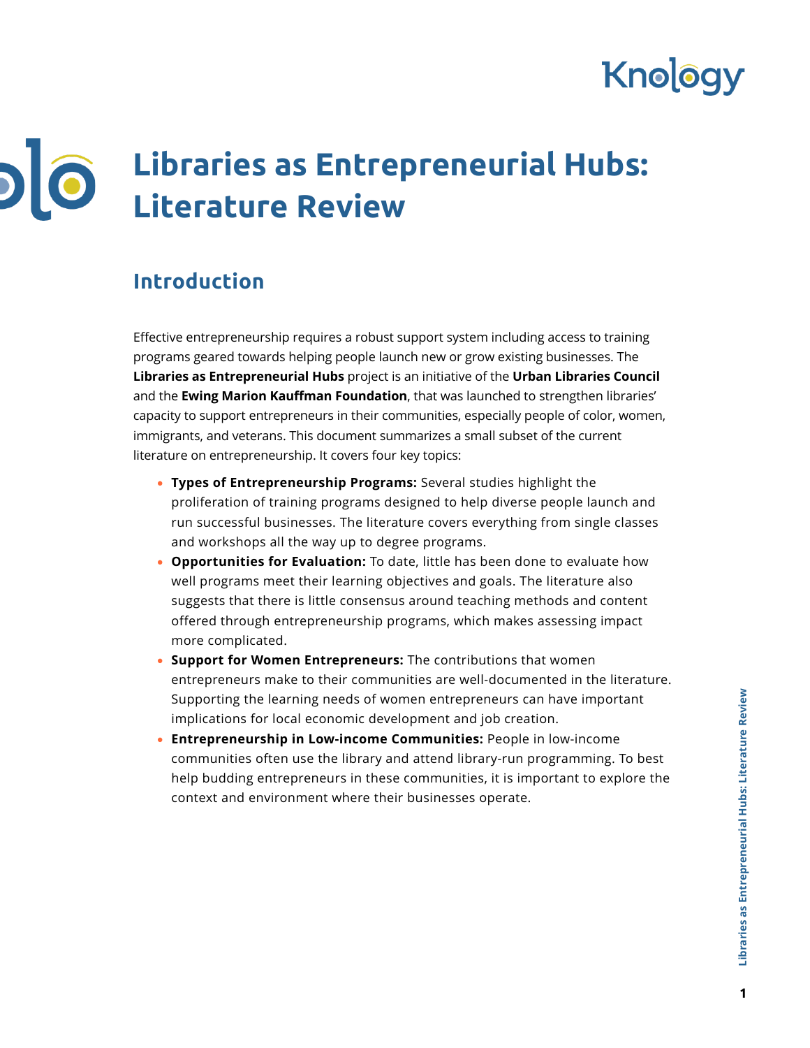# Libraries as Entrepreneurial Hubs: Literature Review

## Introduction

Effective entrepreneurship requires a robust support system including access to training programs geared towards helping people launch new or grow existing businesses. The **Libraries as Entrepreneurial Hubs** project is an initiative of the **Urban Libraries Council** and the **Ewing Marion Kauffman Foundation**, that was launched to strengthen libraries' capacity to support entrepreneurs in their communities, especially people of color, women, immigrants, and veterans. This document summarizes a small subset of the current literature on entrepreneurship. It covers four key topics:

- **Types of Entrepreneurship Programs:** Several studies highlight the proliferation of training programs designed to help diverse people launch and run successful businesses. The literature covers everything from single classes and workshops all the way up to degree programs.
- **Opportunities for Evaluation:** To date, little has been done to evaluate how well programs meet their learning objectives and goals. The literature also suggests that there is little consensus around teaching methods and content offered through entrepreneurship programs, which makes assessing impact more complicated.
- **Support for Women Entrepreneurs:** The contributions that women entrepreneurs make to their communities are well-documented in the literature. Supporting the learning needs of women entrepreneurs can have important implications for local economic development and job creation.
- **Entrepreneurship in Low-income Communities:** People in low-income communities often use the library and attend library-run programming. To best help budding entrepreneurs in these communities, it is important to explore the context and environment where their businesses operate.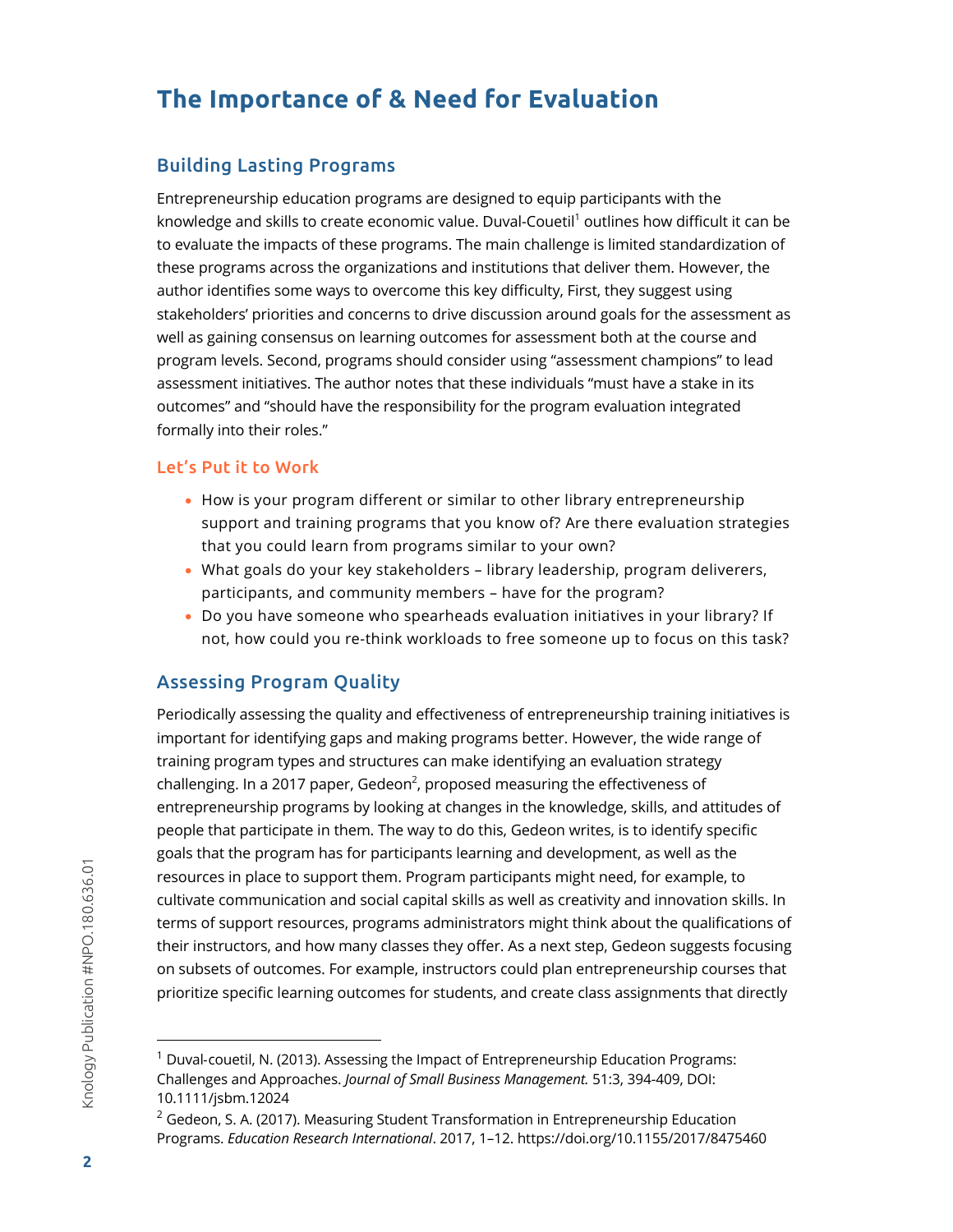# The Importance of & Need for Evaluation

## Building Lasting Programs

Entrepreneurship education programs are designed to equip participants with the knowledge and skills to create economic value. Duval-Couetil[1] outlines how difficult it can be to evaluate the impacts of these programs. The main challenge is limited standardization of these programs across the organizations and institutions that deliver them. However, the author identifies some ways to overcome this key difficulty, First, they suggest using stakeholders' priorities and concerns to drive discussion around goals for the assessment as well as gaining consensus on learning outcomes for assessment both at the course and program levels. Second, programs should consider using "assessment champions" to lead assessment initiatives. The author notes that these individuals "must have a stake in its outcomes" and "should have the responsibility for the program evaluation integrated formally into their roles."

### Let's Put it to Work

- How is your program different or similar to other library entrepreneurship support and training programs that you know of? Are there evaluation strategies that you could learn from programs similar to your own?
- What goals do your key stakeholders – library leadership, program deliverers, participants, and community members – have for the program?
- Do you have someone who spearheads evaluation initiatives in your library? If not, how could you re-think workloads to free someone up to focus on this task?

## Assessing Program Quality

Periodically assessing the quality and effectiveness of entrepreneurship training initiatives is important for identifying gaps and making programs better. However, the wide range of training program types and structures can make identifying an evaluation strategy challenging. In a 2017 paper, Gedeon[2], proposed measuring the effectiveness of entrepreneurship programs by looking at changes in the knowledge, skills, and attitudes of people that participate in them. The way to do this, Gedeon writes, is to identify specific goals that the program has for participants learning and development, as well as the resources in place to support them. Program participants might need, for example, to cultivate communication and social capital skills as well as creativity and innovation skills. In terms of support resources, programs administrators might think about the qualifications of their instructors, and how many classes they offer. As a next step, Gedeon suggests focusing on subsets of outcomes. For example, instructors could plan entrepreneurship courses that prioritize specific learning outcomes for students, and create class assignments that directly

---

[1] Duval-couetil, N. (2013). Assessing the Impact of Entrepreneurship Education Programs: Challenges and Approaches. *Journal of Small Business Management.* 51:3, 394-409, DOI: 10.1111/jsbm.12024

[2] Gedeon, S. A. (2017). Measuring Student Transformation in Entrepreneurship Education Programs. *Education Research International*. 2017, 1–12. https://doi.org/10.1155/2017/8475460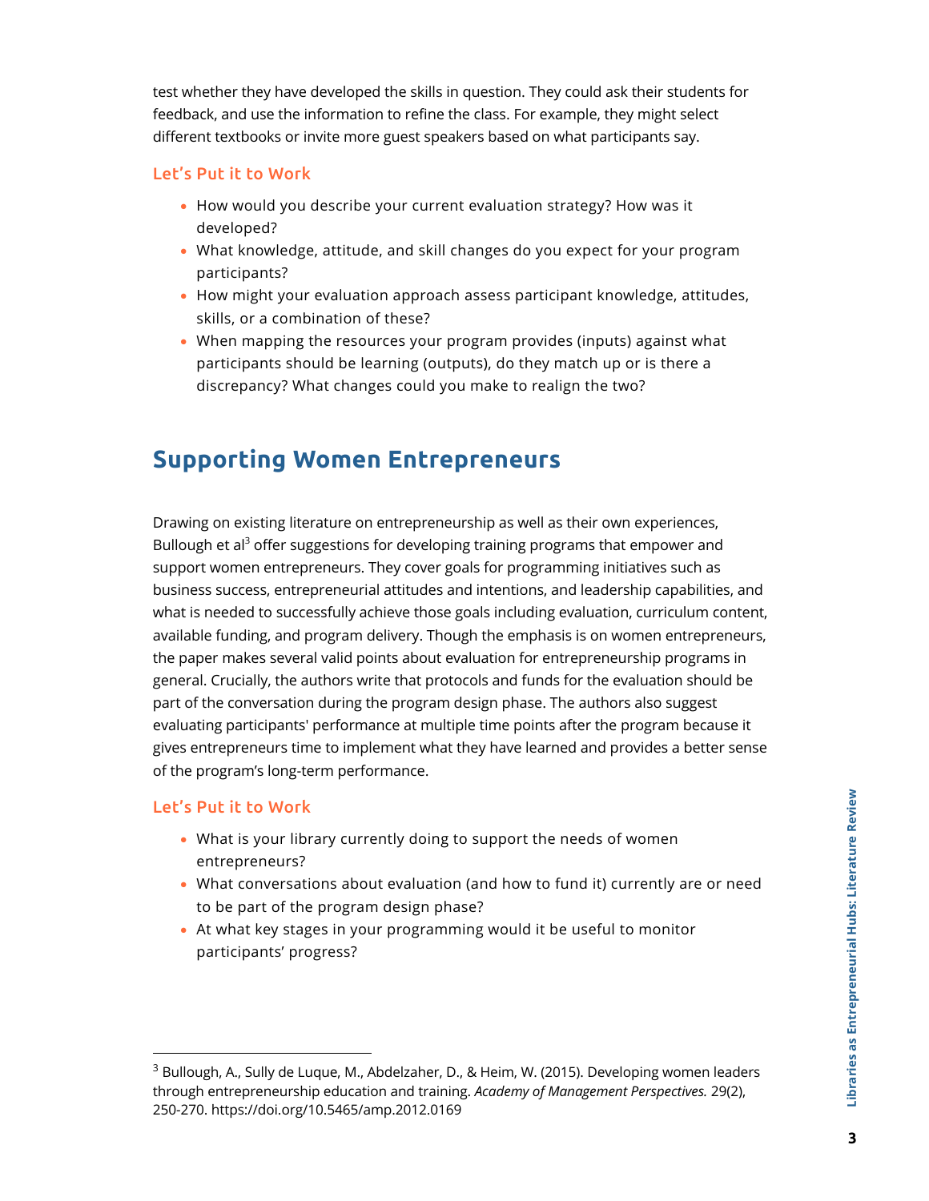test whether they have developed the skills in question. They could ask their students for feedback, and use the information to refine the class. For example, they might select different textbooks or invite more guest speakers based on what participants say.

### Let's Put it to Work

- How would you describe your current evaluation strategy? How was it developed?
- What knowledge, attitude, and skill changes do you expect for your program participants?
- How might your evaluation approach assess participant knowledge, attitudes, skills, or a combination of these?
- When mapping the resources your program provides (inputs) against what participants should be learning (outputs), do they match up or is there a discrepancy? What changes could you make to realign the two?

## Supporting Women Entrepreneurs

Drawing on existing literature on entrepreneurship as well as their own experiences, Bullough et al[3] offer suggestions for developing training programs that empower and support women entrepreneurs. They cover goals for programming initiatives such as business success, entrepreneurial attitudes and intentions, and leadership capabilities, and what is needed to successfully achieve those goals including evaluation, curriculum content, available funding, and program delivery. Though the emphasis is on women entrepreneurs, the paper makes several valid points about evaluation for entrepreneurship programs in general. Crucially, the authors write that protocols and funds for the evaluation should be part of the conversation during the program design phase. The authors also suggest evaluating participants' performance at multiple time points after the program because it gives entrepreneurs time to implement what they have learned and provides a better sense of the program's long-term performance.

### Let's Put it to Work

- What is your library currently doing to support the needs of women entrepreneurs?
- What conversations about evaluation (and how to fund it) currently are or need to be part of the program design phase?
- At what key stages in your programming would it be useful to monitor participants' progress?

---

[3] Bullough, A., Sully de Luque, M., Abdelzaher, D., & Heim, W. (2015). Developing women leaders through entrepreneurship education and training. *Academy of Management Perspectives.* 29(2), 250-270. https://doi.org/10.5465/amp.2012.0169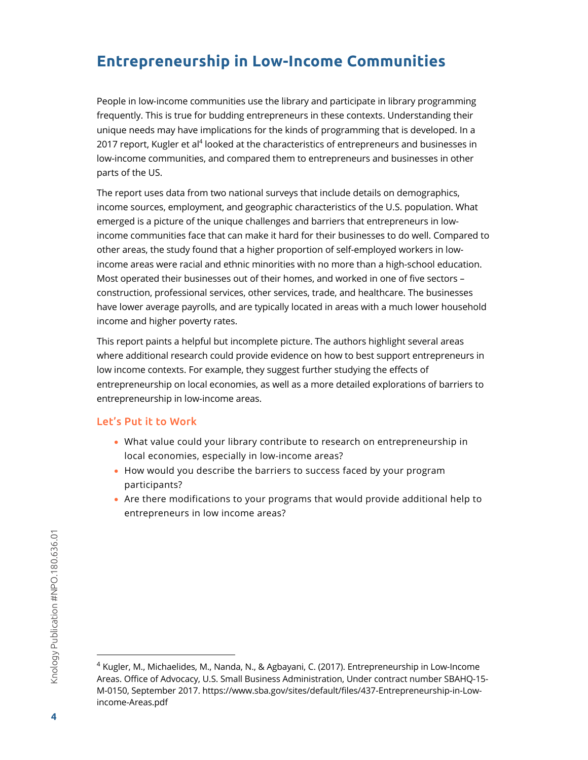## Entrepreneurship in Low-Income Communities

People in low-income communities use the library and participate in library programming frequently. This is true for budding entrepreneurs in these contexts. Understanding their unique needs may have implications for the kinds of programming that is developed. In a 2017 report, Kugler et al[4] looked at the characteristics of entrepreneurs and businesses in low-income communities, and compared them to entrepreneurs and businesses in other parts of the US.

The report uses data from two national surveys that include details on demographics, income sources, employment, and geographic characteristics of the U.S. population. What emerged is a picture of the unique challenges and barriers that entrepreneurs in low-income communities face that can make it hard for their businesses to do well. Compared to other areas, the study found that a higher proportion of self-employed workers in low-income areas were racial and ethnic minorities with no more than a high-school education. Most operated their businesses out of their homes, and worked in one of five sectors – construction, professional services, other services, trade, and healthcare. The businesses have lower average payrolls, and are typically located in areas with a much lower household income and higher poverty rates.

This report paints a helpful but incomplete picture. The authors highlight several areas where additional research could provide evidence on how to best support entrepreneurs in low income contexts. For example, they suggest further studying the effects of entrepreneurship on local economies, as well as a more detailed explorations of barriers to entrepreneurship in low-income areas.

### Let's Put it to Work

- What value could your library contribute to research on entrepreneurship in local economies, especially in low-income areas?
- How would you describe the barriers to success faced by your program participants?
- Are there modifications to your programs that would provide additional help to entrepreneurs in low income areas?

[4] Kugler, M., Michaelides, M., Nanda, N., & Agbayani, C. (2017). Entrepreneurship in Low-Income Areas. Office of Advocacy, U.S. Small Business Administration, Under contract number SBAHQ-15-M-0150, September 2017. https://www.sba.gov/sites/default/files/437-Entrepreneurship-in-Low-income-Areas.pdf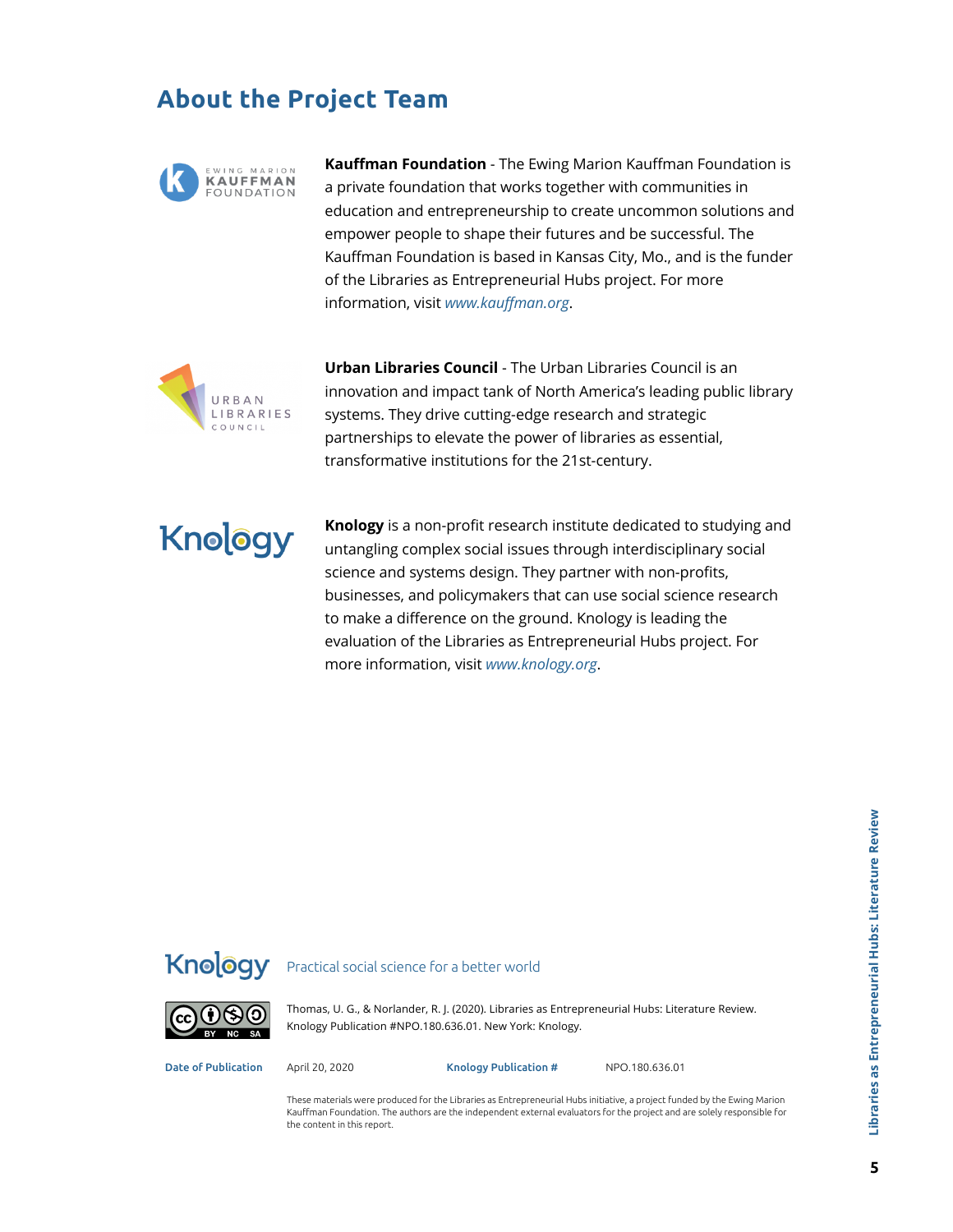## About the Project Team

**Kauffman Foundation** - The Ewing Marion Kauffman Foundation is a private foundation that works together with communities in education and entrepreneurship to create uncommon solutions and empower people to shape their futures and be successful. The Kauffman Foundation is based in Kansas City, Mo., and is the funder of the Libraries as Entrepreneurial Hubs project. For more information, visit *www.kauffman.org*.

**Urban Libraries Council** - The Urban Libraries Council is an innovation and impact tank of North America's leading public library systems. They drive cutting-edge research and strategic partnerships to elevate the power of libraries as essential, transformative institutions for the 21st-century.

**Knology** is a non-profit research institute dedicated to studying and untangling complex social issues through interdisciplinary social science and systems design. They partner with non-profits, businesses, and policymakers that can use social science research to make a difference on the ground. Knology is leading the evaluation of the Libraries as Entrepreneurial Hubs project. For more information, visit *www.knology.org*.

Knology — Practical social science for a better world

Thomas, U. G., & Norlander, R. J. (2020). Libraries as Entrepreneurial Hubs: Literature Review. Knology Publication #NPO.180.636.01. New York: Knology.

**Date of Publication** April 20, 2020 **Knology Publication #** NPO.180.636.01

These materials were produced for the Libraries as Entrepreneurial Hubs initiative, a project funded by the Ewing Marion Kauffman Foundation. The authors are the independent external evaluators for the project and are solely responsible for the content in this report.